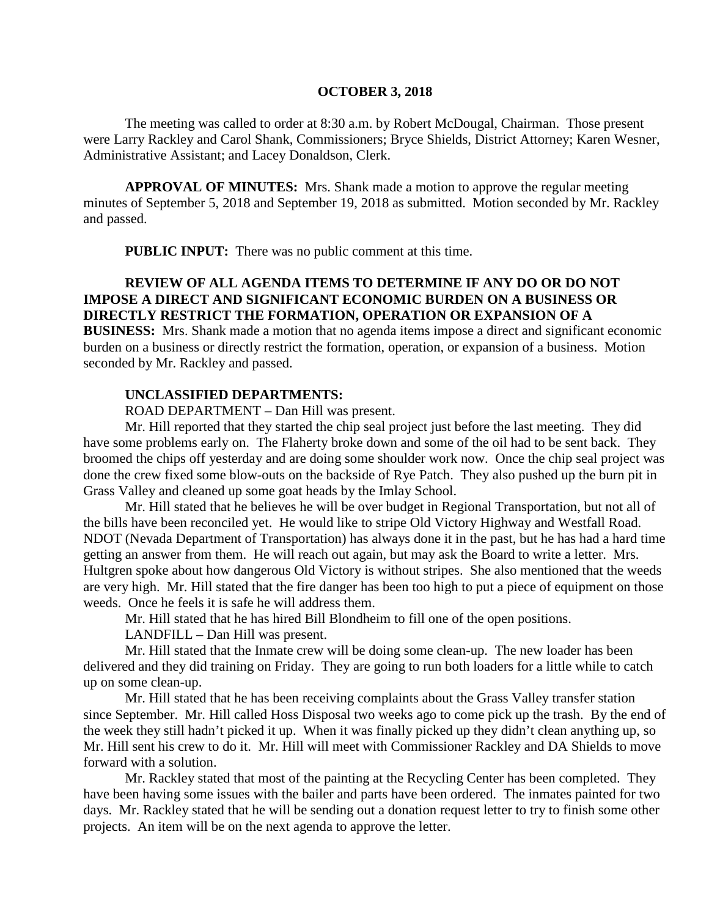# OCTOBER 3, 2018

The meeting was called to order at 8:30 a.m. by Robert McDougal, Chairman. Those present were Larry Rackley and Carol Shank, Commissioners; Bryce Shields, District Attorney; Karen Wesner, Administrative Assistant; and Lacey Donaldson, Clerk.

**APPROVAL OF MINUTES:** Mrs. Shank made a motion to approve the regular meeting minutes of September 5, 2018 and September 19, 2018 as submitted. Motion seconded by Mr. Rackley and passed.

**PUBLIC INPUT:** There was no public comment at this time.

**REVIEW OF ALL AGENDA ITEMS TO DETERMINE IF ANY DO OR DO NOT IMPOSE A DIRECT AND SIGNIFICANT ECONOMIC BURDEN ON A BUSINESS OR DIRECTLY RESTRICT THE FORMATION, OPERATION OR EXPANSION OF A BUSINESS:** Mrs. Shank made a motion that no agenda items impose a direct and significant economic burden on a business or directly restrict the formation, operation, or expansion of a business. Motion seconded by Mr. Rackley and passed.

**UNCLASSIFIED DEPARTMENTS:**

ROAD DEPARTMENT – Dan Hill was present.

Mr. Hill reported that they started the chip seal project just before the last meeting. They did have some problems early on. The Flaherty broke down and some of the oil had to be sent back. They broomed the chips off yesterday and are doing some shoulder work now. Once the chip seal project was done the crew fixed some blow-outs on the backside of Rye Patch. They also pushed up the burn pit in Grass Valley and cleaned up some goat heads by the Imlay School.

Mr. Hill stated that he believes he will be over budget in Regional Transportation, but not all of the bills have been reconciled yet. He would like to stripe Old Victory Highway and Westfall Road. NDOT (Nevada Department of Transportation) has always done it in the past, but he has had a hard time getting an answer from them. He will reach out again, but may ask the Board to write a letter. Mrs. Hultgren spoke about how dangerous Old Victory is without stripes. She also mentioned that the weeds are very high. Mr. Hill stated that the fire danger has been too high to put a piece of equipment on those weeds. Once he feels it is safe he will address them.

Mr. Hill stated that he has hired Bill Blondheim to fill one of the open positions.

LANDFILL – Dan Hill was present.

Mr. Hill stated that the Inmate crew will be doing some clean-up. The new loader has been delivered and they did training on Friday. They are going to run both loaders for a little while to catch up on some clean-up.

Mr. Hill stated that he has been receiving complaints about the Grass Valley transfer station since September. Mr. Hill called Hoss Disposal two weeks ago to come pick up the trash. By the end of the week they still hadn't picked it up. When it was finally picked up they didn't clean anything up, so Mr. Hill sent his crew to do it. Mr. Hill will meet with Commissioner Rackley and DA Shields to move forward with a solution.

Mr. Rackley stated that most of the painting at the Recycling Center has been completed. They have been having some issues with the bailer and parts have been ordered. The inmates painted for two days. Mr. Rackley stated that he will be sending out a donation request letter to try to finish some other projects. An item will be on the next agenda to approve the letter.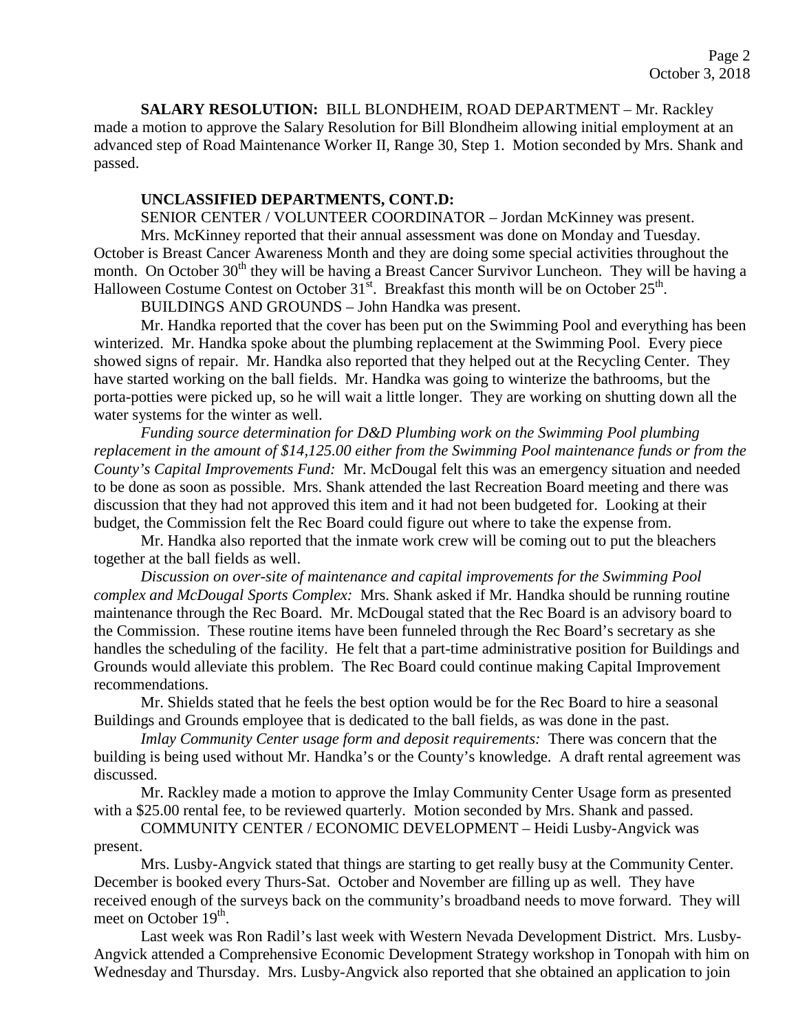**SALARY RESOLUTION:** BILL BLONDHEIM, ROAD DEPARTMENT – Mr. Rackley made a motion to approve the Salary Resolution for Bill Blondheim allowing initial employment at an advanced step of Road Maintenance Worker II, Range 30, Step 1. Motion seconded by Mrs. Shank and passed.

**UNCLASSIFIED DEPARTMENTS, CONT.D:**

SENIOR CENTER / VOLUNTEER COORDINATOR – Jordan McKinney was present.

Mrs. McKinney reported that their annual assessment was done on Monday and Tuesday. October is Breast Cancer Awareness Month and they are doing some special activities throughout the month. On October 30th they will be having a Breast Cancer Survivor Luncheon. They will be having a Halloween Costume Contest on October 31st. Breakfast this month will be on October 25th.

BUILDINGS AND GROUNDS – John Handka was present.

Mr. Handka reported that the cover has been put on the Swimming Pool and everything has been winterized. Mr. Handka spoke about the plumbing replacement at the Swimming Pool. Every piece showed signs of repair. Mr. Handka also reported that they helped out at the Recycling Center. They have started working on the ball fields. Mr. Handka was going to winterize the bathrooms, but the porta-potties were picked up, so he will wait a little longer. They are working on shutting down all the water systems for the winter as well.

*Funding source determination for D&D Plumbing work on the Swimming Pool plumbing replacement in the amount of $14,125.00 either from the Swimming Pool maintenance funds or from the County's Capital Improvements Fund:* Mr. McDougal felt this was an emergency situation and needed to be done as soon as possible. Mrs. Shank attended the last Recreation Board meeting and there was discussion that they had not approved this item and it had not been budgeted for. Looking at their budget, the Commission felt the Rec Board could figure out where to take the expense from.

Mr. Handka also reported that the inmate work crew will be coming out to put the bleachers together at the ball fields as well.

*Discussion on over-site of maintenance and capital improvements for the Swimming Pool complex and McDougal Sports Complex:* Mrs. Shank asked if Mr. Handka should be running routine maintenance through the Rec Board. Mr. McDougal stated that the Rec Board is an advisory board to the Commission. These routine items have been funneled through the Rec Board's secretary as she handles the scheduling of the facility. He felt that a part-time administrative position for Buildings and Grounds would alleviate this problem. The Rec Board could continue making Capital Improvement recommendations.

Mr. Shields stated that he feels the best option would be for the Rec Board to hire a seasonal Buildings and Grounds employee that is dedicated to the ball fields, as was done in the past.

*Imlay Community Center usage form and deposit requirements:* There was concern that the building is being used without Mr. Handka's or the County's knowledge. A draft rental agreement was discussed.

Mr. Rackley made a motion to approve the Imlay Community Center Usage form as presented with a $25.00 rental fee, to be reviewed quarterly. Motion seconded by Mrs. Shank and passed.

COMMUNITY CENTER / ECONOMIC DEVELOPMENT – Heidi Lusby-Angvick was present.

Mrs. Lusby-Angvick stated that things are starting to get really busy at the Community Center. December is booked every Thurs-Sat. October and November are filling up as well. They have received enough of the surveys back on the community's broadband needs to move forward. They will meet on October 19th.

Last week was Ron Radil's last week with Western Nevada Development District. Mrs. Lusby-Angvick attended a Comprehensive Economic Development Strategy workshop in Tonopah with him on Wednesday and Thursday. Mrs. Lusby-Angvick also reported that she obtained an application to join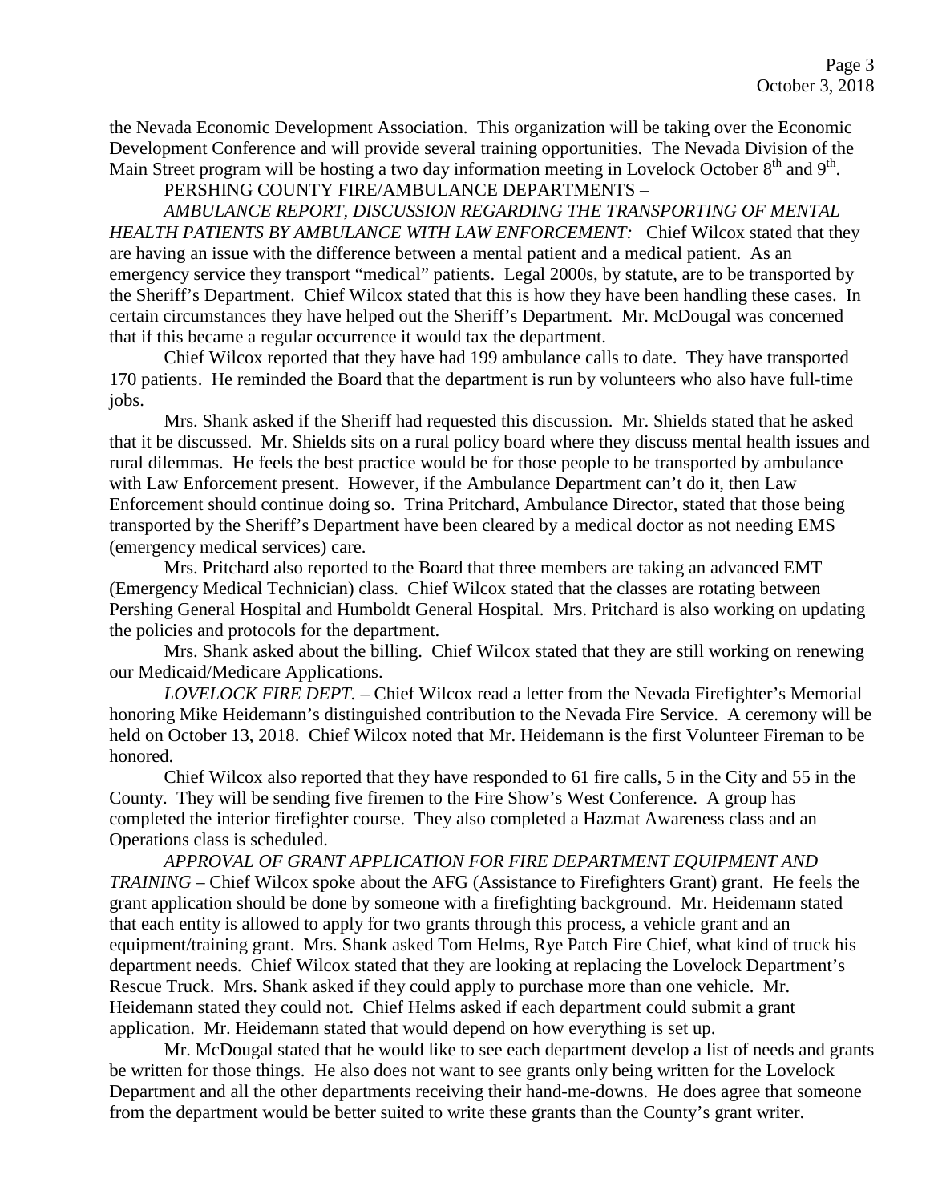the Nevada Economic Development Association. This organization will be taking over the Economic Development Conference and will provide several training opportunities. The Nevada Division of the Main Street program will be hosting a two day information meeting in Lovelock October 8th and 9th.

PERSHING COUNTY FIRE/AMBULANCE DEPARTMENTS –

*AMBULANCE REPORT, DISCUSSION REGARDING THE TRANSPORTING OF MENTAL HEALTH PATIENTS BY AMBULANCE WITH LAW ENFORCEMENT:* Chief Wilcox stated that they are having an issue with the difference between a mental patient and a medical patient. As an emergency service they transport "medical" patients. Legal 2000s, by statute, are to be transported by the Sheriff's Department. Chief Wilcox stated that this is how they have been handling these cases. In certain circumstances they have helped out the Sheriff's Department. Mr. McDougal was concerned that if this became a regular occurrence it would tax the department.

Chief Wilcox reported that they have had 199 ambulance calls to date. They have transported 170 patients. He reminded the Board that the department is run by volunteers who also have full-time jobs.

Mrs. Shank asked if the Sheriff had requested this discussion. Mr. Shields stated that he asked that it be discussed. Mr. Shields sits on a rural policy board where they discuss mental health issues and rural dilemmas. He feels the best practice would be for those people to be transported by ambulance with Law Enforcement present. However, if the Ambulance Department can't do it, then Law Enforcement should continue doing so. Trina Pritchard, Ambulance Director, stated that those being transported by the Sheriff's Department have been cleared by a medical doctor as not needing EMS (emergency medical services) care.

Mrs. Pritchard also reported to the Board that three members are taking an advanced EMT (Emergency Medical Technician) class. Chief Wilcox stated that the classes are rotating between Pershing General Hospital and Humboldt General Hospital. Mrs. Pritchard is also working on updating the policies and protocols for the department.

Mrs. Shank asked about the billing. Chief Wilcox stated that they are still working on renewing our Medicaid/Medicare Applications.

*LOVELOCK FIRE DEPT.* – Chief Wilcox read a letter from the Nevada Firefighter's Memorial honoring Mike Heidemann's distinguished contribution to the Nevada Fire Service. A ceremony will be held on October 13, 2018. Chief Wilcox noted that Mr. Heidemann is the first Volunteer Fireman to be honored.

Chief Wilcox also reported that they have responded to 61 fire calls, 5 in the City and 55 in the County. They will be sending five firemen to the Fire Show's West Conference. A group has completed the interior firefighter course. They also completed a Hazmat Awareness class and an Operations class is scheduled.

*APPROVAL OF GRANT APPLICATION FOR FIRE DEPARTMENT EQUIPMENT AND TRAINING* – Chief Wilcox spoke about the AFG (Assistance to Firefighters Grant) grant. He feels the grant application should be done by someone with a firefighting background. Mr. Heidemann stated that each entity is allowed to apply for two grants through this process, a vehicle grant and an equipment/training grant. Mrs. Shank asked Tom Helms, Rye Patch Fire Chief, what kind of truck his department needs. Chief Wilcox stated that they are looking at replacing the Lovelock Department's Rescue Truck. Mrs. Shank asked if they could apply to purchase more than one vehicle. Mr. Heidemann stated they could not. Chief Helms asked if each department could submit a grant application. Mr. Heidemann stated that would depend on how everything is set up.

Mr. McDougal stated that he would like to see each department develop a list of needs and grants be written for those things. He also does not want to see grants only being written for the Lovelock Department and all the other departments receiving their hand-me-downs. He does agree that someone from the department would be better suited to write these grants than the County's grant writer.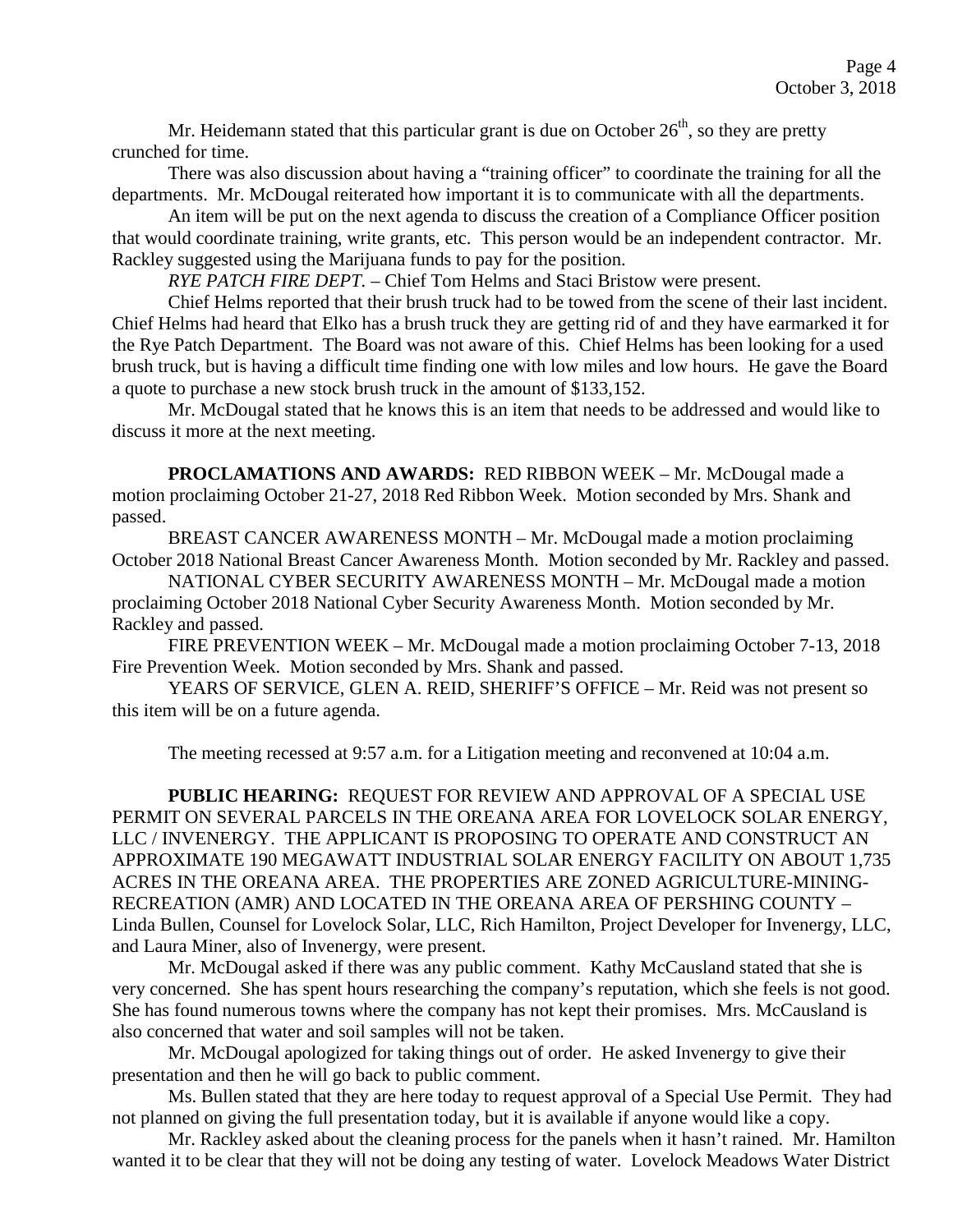Mr. Heidemann stated that this particular grant is due on October 26th, so they are pretty crunched for time.

There was also discussion about having a "training officer" to coordinate the training for all the departments. Mr. McDougal reiterated how important it is to communicate with all the departments.

An item will be put on the next agenda to discuss the creation of a Compliance Officer position that would coordinate training, write grants, etc. This person would be an independent contractor. Mr. Rackley suggested using the Marijuana funds to pay for the position.

*RYE PATCH FIRE DEPT.* – Chief Tom Helms and Staci Bristow were present.

Chief Helms reported that their brush truck had to be towed from the scene of their last incident. Chief Helms had heard that Elko has a brush truck they are getting rid of and they have earmarked it for the Rye Patch Department. The Board was not aware of this. Chief Helms has been looking for a used brush truck, but is having a difficult time finding one with low miles and low hours. He gave the Board a quote to purchase a new stock brush truck in the amount of $133,152.

Mr. McDougal stated that he knows this is an item that needs to be addressed and would like to discuss it more at the next meeting.

**PROCLAMATIONS AND AWARDS:** RED RIBBON WEEK – Mr. McDougal made a motion proclaiming October 21-27, 2018 Red Ribbon Week. Motion seconded by Mrs. Shank and passed.

BREAST CANCER AWARENESS MONTH – Mr. McDougal made a motion proclaiming October 2018 National Breast Cancer Awareness Month. Motion seconded by Mr. Rackley and passed.

NATIONAL CYBER SECURITY AWARENESS MONTH – Mr. McDougal made a motion proclaiming October 2018 National Cyber Security Awareness Month. Motion seconded by Mr. Rackley and passed.

FIRE PREVENTION WEEK – Mr. McDougal made a motion proclaiming October 7-13, 2018 Fire Prevention Week. Motion seconded by Mrs. Shank and passed.

YEARS OF SERVICE, GLEN A. REID, SHERIFF'S OFFICE – Mr. Reid was not present so this item will be on a future agenda.

The meeting recessed at 9:57 a.m. for a Litigation meeting and reconvened at 10:04 a.m.

**PUBLIC HEARING:** REQUEST FOR REVIEW AND APPROVAL OF A SPECIAL USE PERMIT ON SEVERAL PARCELS IN THE OREANA AREA FOR LOVELOCK SOLAR ENERGY, LLC / INVENERGY. THE APPLICANT IS PROPOSING TO OPERATE AND CONSTRUCT AN APPROXIMATE 190 MEGAWATT INDUSTRIAL SOLAR ENERGY FACILITY ON ABOUT 1,735 ACRES IN THE OREANA AREA. THE PROPERTIES ARE ZONED AGRICULTURE-MINING-RECREATION (AMR) AND LOCATED IN THE OREANA AREA OF PERSHING COUNTY – Linda Bullen, Counsel for Lovelock Solar, LLC, Rich Hamilton, Project Developer for Invenergy, LLC, and Laura Miner, also of Invenergy, were present.

Mr. McDougal asked if there was any public comment. Kathy McCausland stated that she is very concerned. She has spent hours researching the company's reputation, which she feels is not good. She has found numerous towns where the company has not kept their promises. Mrs. McCausland is also concerned that water and soil samples will not be taken.

Mr. McDougal apologized for taking things out of order. He asked Invenergy to give their presentation and then he will go back to public comment.

Ms. Bullen stated that they are here today to request approval of a Special Use Permit. They had not planned on giving the full presentation today, but it is available if anyone would like a copy.

Mr. Rackley asked about the cleaning process for the panels when it hasn't rained. Mr. Hamilton wanted it to be clear that they will not be doing any testing of water. Lovelock Meadows Water District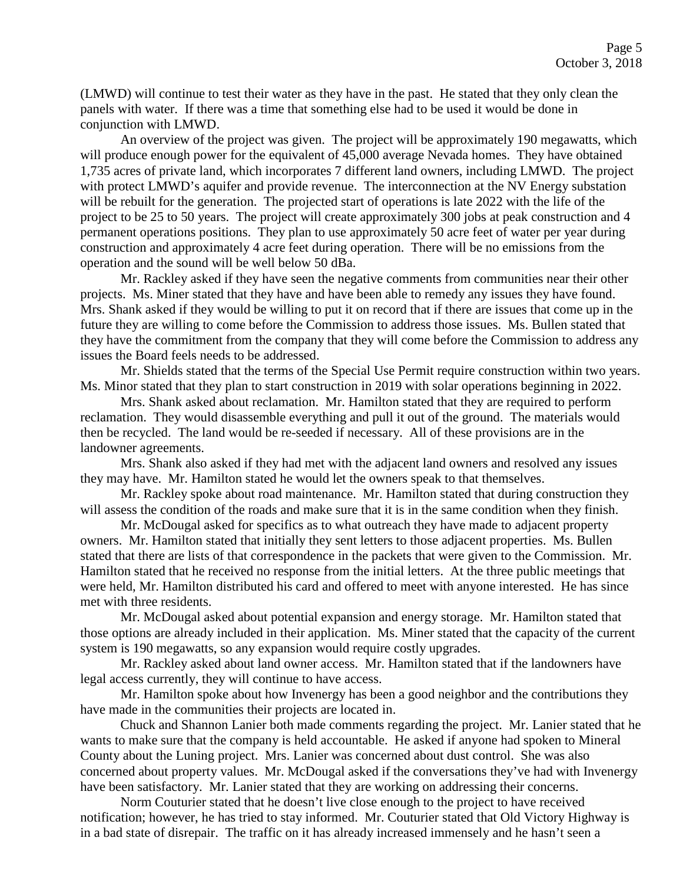(LMWD) will continue to test their water as they have in the past. He stated that they only clean the panels with water. If there was a time that something else had to be used it would be done in conjunction with LMWD.

An overview of the project was given. The project will be approximately 190 megawatts, which will produce enough power for the equivalent of 45,000 average Nevada homes. They have obtained 1,735 acres of private land, which incorporates 7 different land owners, including LMWD. The project with protect LMWD's aquifer and provide revenue. The interconnection at the NV Energy substation will be rebuilt for the generation. The projected start of operations is late 2022 with the life of the project to be 25 to 50 years. The project will create approximately 300 jobs at peak construction and 4 permanent operations positions. They plan to use approximately 50 acre feet of water per year during construction and approximately 4 acre feet during operation. There will be no emissions from the operation and the sound will be well below 50 dBa.

Mr. Rackley asked if they have seen the negative comments from communities near their other projects. Ms. Miner stated that they have and have been able to remedy any issues they have found. Mrs. Shank asked if they would be willing to put it on record that if there are issues that come up in the future they are willing to come before the Commission to address those issues. Ms. Bullen stated that they have the commitment from the company that they will come before the Commission to address any issues the Board feels needs to be addressed.

Mr. Shields stated that the terms of the Special Use Permit require construction within two years. Ms. Minor stated that they plan to start construction in 2019 with solar operations beginning in 2022.

Mrs. Shank asked about reclamation. Mr. Hamilton stated that they are required to perform reclamation. They would disassemble everything and pull it out of the ground. The materials would then be recycled. The land would be re-seeded if necessary. All of these provisions are in the landowner agreements.

Mrs. Shank also asked if they had met with the adjacent land owners and resolved any issues they may have. Mr. Hamilton stated he would let the owners speak to that themselves.

Mr. Rackley spoke about road maintenance. Mr. Hamilton stated that during construction they will assess the condition of the roads and make sure that it is in the same condition when they finish.

Mr. McDougal asked for specifics as to what outreach they have made to adjacent property owners. Mr. Hamilton stated that initially they sent letters to those adjacent properties. Ms. Bullen stated that there are lists of that correspondence in the packets that were given to the Commission. Mr. Hamilton stated that he received no response from the initial letters. At the three public meetings that were held, Mr. Hamilton distributed his card and offered to meet with anyone interested. He has since met with three residents.

Mr. McDougal asked about potential expansion and energy storage. Mr. Hamilton stated that those options are already included in their application. Ms. Miner stated that the capacity of the current system is 190 megawatts, so any expansion would require costly upgrades.

Mr. Rackley asked about land owner access. Mr. Hamilton stated that if the landowners have legal access currently, they will continue to have access.

Mr. Hamilton spoke about how Invenergy has been a good neighbor and the contributions they have made in the communities their projects are located in.

Chuck and Shannon Lanier both made comments regarding the project. Mr. Lanier stated that he wants to make sure that the company is held accountable. He asked if anyone had spoken to Mineral County about the Luning project. Mrs. Lanier was concerned about dust control. She was also concerned about property values. Mr. McDougal asked if the conversations they've had with Invenergy have been satisfactory. Mr. Lanier stated that they are working on addressing their concerns.

Norm Couturier stated that he doesn't live close enough to the project to have received notification; however, he has tried to stay informed. Mr. Couturier stated that Old Victory Highway is in a bad state of disrepair. The traffic on it has already increased immensely and he hasn't seen a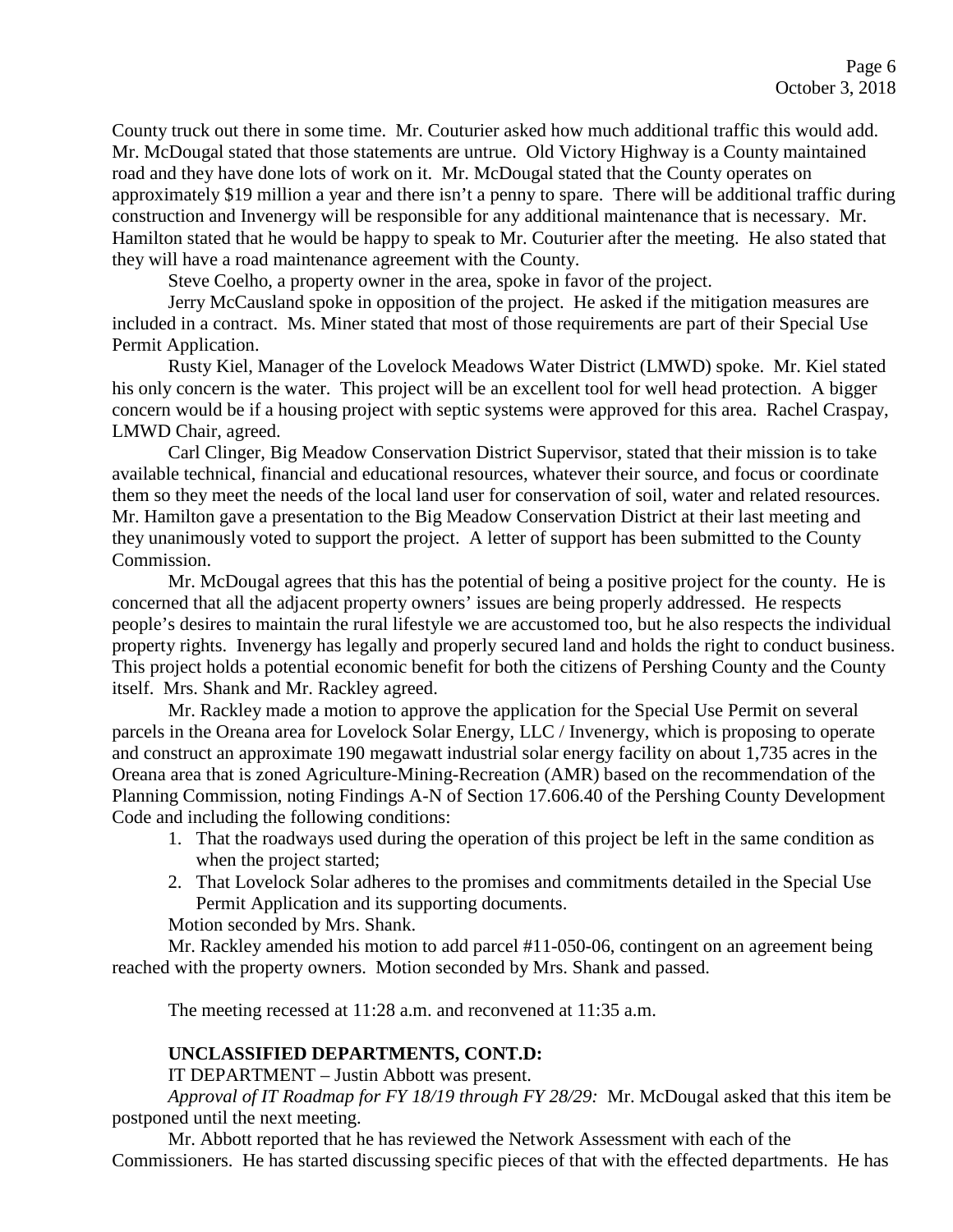County truck out there in some time. Mr. Couturier asked how much additional traffic this would add. Mr. McDougal stated that those statements are untrue. Old Victory Highway is a County maintained road and they have done lots of work on it. Mr. McDougal stated that the County operates on approximately $19 million a year and there isn't a penny to spare. There will be additional traffic during construction and Invenergy will be responsible for any additional maintenance that is necessary. Mr. Hamilton stated that he would be happy to speak to Mr. Couturier after the meeting. He also stated that they will have a road maintenance agreement with the County.

Steve Coelho, a property owner in the area, spoke in favor of the project.

Jerry McCausland spoke in opposition of the project. He asked if the mitigation measures are included in a contract. Ms. Miner stated that most of those requirements are part of their Special Use Permit Application.

Rusty Kiel, Manager of the Lovelock Meadows Water District (LMWD) spoke. Mr. Kiel stated his only concern is the water. This project will be an excellent tool for well head protection. A bigger concern would be if a housing project with septic systems were approved for this area. Rachel Craspay, LMWD Chair, agreed.

Carl Clinger, Big Meadow Conservation District Supervisor, stated that their mission is to take available technical, financial and educational resources, whatever their source, and focus or coordinate them so they meet the needs of the local land user for conservation of soil, water and related resources. Mr. Hamilton gave a presentation to the Big Meadow Conservation District at their last meeting and they unanimously voted to support the project. A letter of support has been submitted to the County Commission.

Mr. McDougal agrees that this has the potential of being a positive project for the county. He is concerned that all the adjacent property owners' issues are being properly addressed. He respects people's desires to maintain the rural lifestyle we are accustomed too, but he also respects the individual property rights. Invenergy has legally and properly secured land and holds the right to conduct business. This project holds a potential economic benefit for both the citizens of Pershing County and the County itself. Mrs. Shank and Mr. Rackley agreed.

Mr. Rackley made a motion to approve the application for the Special Use Permit on several parcels in the Oreana area for Lovelock Solar Energy, LLC / Invenergy, which is proposing to operate and construct an approximate 190 megawatt industrial solar energy facility on about 1,735 acres in the Oreana area that is zoned Agriculture-Mining-Recreation (AMR) based on the recommendation of the Planning Commission, noting Findings A-N of Section 17.606.40 of the Pershing County Development Code and including the following conditions:

1. That the roadways used during the operation of this project be left in the same condition as when the project started;
2. That Lovelock Solar adheres to the promises and commitments detailed in the Special Use Permit Application and its supporting documents.

Motion seconded by Mrs. Shank.

Mr. Rackley amended his motion to add parcel #11-050-06, contingent on an agreement being reached with the property owners. Motion seconded by Mrs. Shank and passed.

The meeting recessed at 11:28 a.m. and reconvened at 11:35 a.m.

**UNCLASSIFIED DEPARTMENTS, CONT.D:**

IT DEPARTMENT – Justin Abbott was present.

*Approval of IT Roadmap for FY 18/19 through FY 28/29:* Mr. McDougal asked that this item be postponed until the next meeting.

Mr. Abbott reported that he has reviewed the Network Assessment with each of the Commissioners. He has started discussing specific pieces of that with the effected departments. He has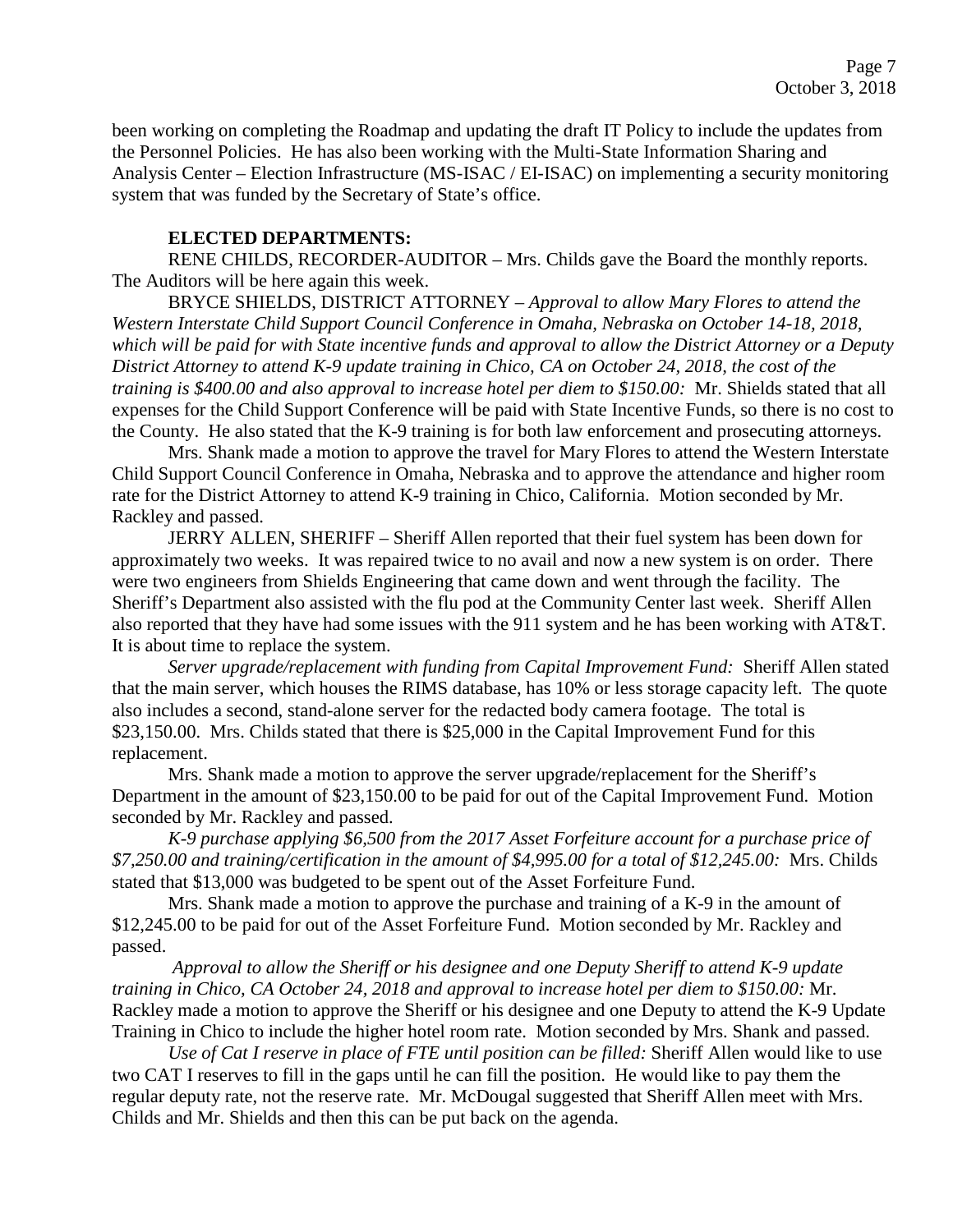been working on completing the Roadmap and updating the draft IT Policy to include the updates from the Personnel Policies. He has also been working with the Multi-State Information Sharing and Analysis Center – Election Infrastructure (MS-ISAC / EI-ISAC) on implementing a security monitoring system that was funded by the Secretary of State's office.

**ELECTED DEPARTMENTS:**

RENE CHILDS, RECORDER-AUDITOR – Mrs. Childs gave the Board the monthly reports. The Auditors will be here again this week.

BRYCE SHIELDS, DISTRICT ATTORNEY – *Approval to allow Mary Flores to attend the Western Interstate Child Support Council Conference in Omaha, Nebraska on October 14-18, 2018, which will be paid for with State incentive funds and approval to allow the District Attorney or a Deputy District Attorney to attend K-9 update training in Chico, CA on October 24, 2018, the cost of the training is $400.00 and also approval to increase hotel per diem to $150.00:* Mr. Shields stated that all expenses for the Child Support Conference will be paid with State Incentive Funds, so there is no cost to the County. He also stated that the K-9 training is for both law enforcement and prosecuting attorneys.

Mrs. Shank made a motion to approve the travel for Mary Flores to attend the Western Interstate Child Support Council Conference in Omaha, Nebraska and to approve the attendance and higher room rate for the District Attorney to attend K-9 training in Chico, California. Motion seconded by Mr. Rackley and passed.

JERRY ALLEN, SHERIFF – Sheriff Allen reported that their fuel system has been down for approximately two weeks. It was repaired twice to no avail and now a new system is on order. There were two engineers from Shields Engineering that came down and went through the facility. The Sheriff's Department also assisted with the flu pod at the Community Center last week. Sheriff Allen also reported that they have had some issues with the 911 system and he has been working with AT&T. It is about time to replace the system.

*Server upgrade/replacement with funding from Capital Improvement Fund:* Sheriff Allen stated that the main server, which houses the RIMS database, has 10% or less storage capacity left. The quote also includes a second, stand-alone server for the redacted body camera footage. The total is $23,150.00. Mrs. Childs stated that there is $25,000 in the Capital Improvement Fund for this replacement.

Mrs. Shank made a motion to approve the server upgrade/replacement for the Sheriff's Department in the amount of $23,150.00 to be paid for out of the Capital Improvement Fund. Motion seconded by Mr. Rackley and passed.

*K-9 purchase applying $6,500 from the 2017 Asset Forfeiture account for a purchase price of $7,250.00 and training/certification in the amount of $4,995.00 for a total of $12,245.00:* Mrs. Childs stated that $13,000 was budgeted to be spent out of the Asset Forfeiture Fund.

Mrs. Shank made a motion to approve the purchase and training of a K-9 in the amount of $12,245.00 to be paid for out of the Asset Forfeiture Fund. Motion seconded by Mr. Rackley and passed.

*Approval to allow the Sheriff or his designee and one Deputy Sheriff to attend K-9 update training in Chico, CA October 24, 2018 and approval to increase hotel per diem to $150.00:* Mr. Rackley made a motion to approve the Sheriff or his designee and one Deputy to attend the K-9 Update Training in Chico to include the higher hotel room rate. Motion seconded by Mrs. Shank and passed.

*Use of Cat I reserve in place of FTE until position can be filled:* Sheriff Allen would like to use two CAT I reserves to fill in the gaps until he can fill the position. He would like to pay them the regular deputy rate, not the reserve rate. Mr. McDougal suggested that Sheriff Allen meet with Mrs. Childs and Mr. Shields and then this can be put back on the agenda.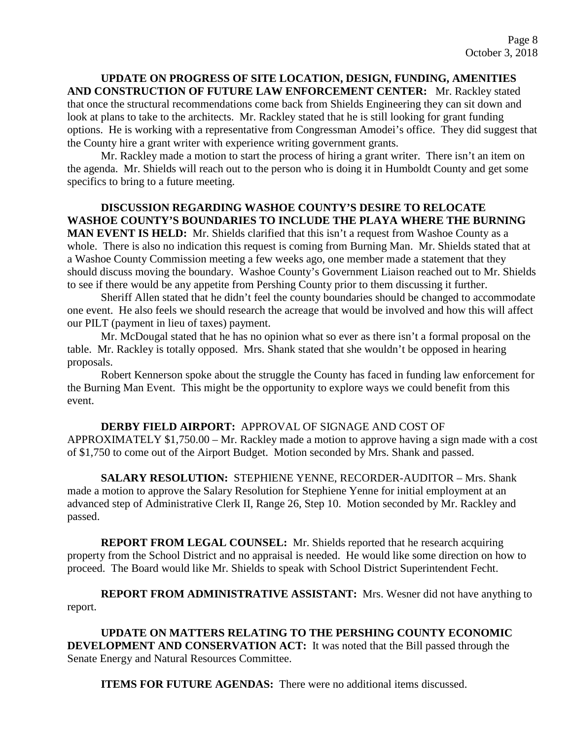**UPDATE ON PROGRESS OF SITE LOCATION, DESIGN, FUNDING, AMENITIES AND CONSTRUCTION OF FUTURE LAW ENFORCEMENT CENTER:** Mr. Rackley stated that once the structural recommendations come back from Shields Engineering they can sit down and look at plans to take to the architects. Mr. Rackley stated that he is still looking for grant funding options. He is working with a representative from Congressman Amodei's office. They did suggest that the County hire a grant writer with experience writing government grants.

Mr. Rackley made a motion to start the process of hiring a grant writer. There isn't an item on the agenda. Mr. Shields will reach out to the person who is doing it in Humboldt County and get some specifics to bring to a future meeting.

**DISCUSSION REGARDING WASHOE COUNTY'S DESIRE TO RELOCATE WASHOE COUNTY'S BOUNDARIES TO INCLUDE THE PLAYA WHERE THE BURNING MAN EVENT IS HELD:** Mr. Shields clarified that this isn't a request from Washoe County as a whole. There is also no indication this request is coming from Burning Man. Mr. Shields stated that at a Washoe County Commission meeting a few weeks ago, one member made a statement that they should discuss moving the boundary. Washoe County's Government Liaison reached out to Mr. Shields to see if there would be any appetite from Pershing County prior to them discussing it further.

Sheriff Allen stated that he didn't feel the county boundaries should be changed to accommodate one event. He also feels we should research the acreage that would be involved and how this will affect our PILT (payment in lieu of taxes) payment.

Mr. McDougal stated that he has no opinion what so ever as there isn't a formal proposal on the table. Mr. Rackley is totally opposed. Mrs. Shank stated that she wouldn't be opposed in hearing proposals.

Robert Kennerson spoke about the struggle the County has faced in funding law enforcement for the Burning Man Event. This might be the opportunity to explore ways we could benefit from this event.

**DERBY FIELD AIRPORT:** APPROVAL OF SIGNAGE AND COST OF APPROXIMATELY $1,750.00 – Mr. Rackley made a motion to approve having a sign made with a cost of $1,750 to come out of the Airport Budget. Motion seconded by Mrs. Shank and passed.

**SALARY RESOLUTION:** STEPHIENE YENNE, RECORDER-AUDITOR – Mrs. Shank made a motion to approve the Salary Resolution for Stephiene Yenne for initial employment at an advanced step of Administrative Clerk II, Range 26, Step 10. Motion seconded by Mr. Rackley and passed.

**REPORT FROM LEGAL COUNSEL:** Mr. Shields reported that he research acquiring property from the School District and no appraisal is needed. He would like some direction on how to proceed. The Board would like Mr. Shields to speak with School District Superintendent Fecht.

**REPORT FROM ADMINISTRATIVE ASSISTANT:** Mrs. Wesner did not have anything to report.

**UPDATE ON MATTERS RELATING TO THE PERSHING COUNTY ECONOMIC DEVELOPMENT AND CONSERVATION ACT:** It was noted that the Bill passed through the Senate Energy and Natural Resources Committee.

**ITEMS FOR FUTURE AGENDAS:** There were no additional items discussed.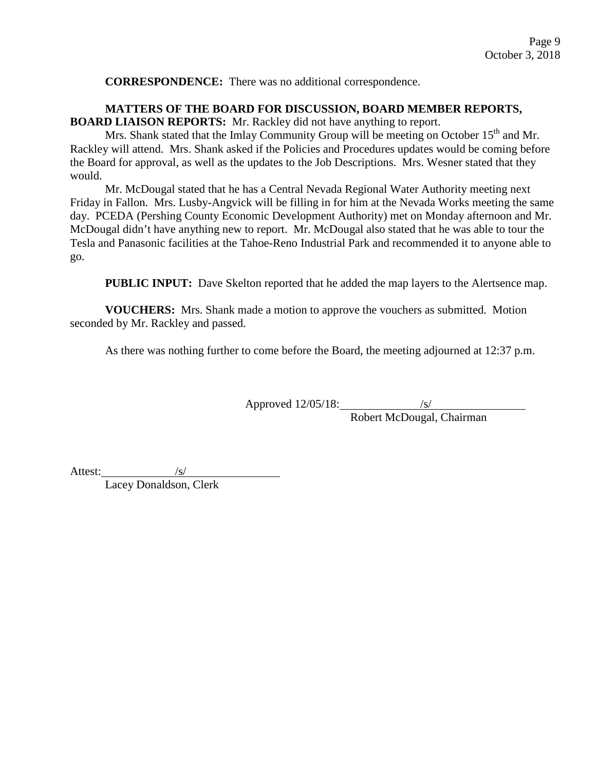**CORRESPONDENCE:** There was no additional correspondence.

**MATTERS OF THE BOARD FOR DISCUSSION, BOARD MEMBER REPORTS, BOARD LIAISON REPORTS:** Mr. Rackley did not have anything to report.

Mrs. Shank stated that the Imlay Community Group will be meeting on October 15th and Mr. Rackley will attend. Mrs. Shank asked if the Policies and Procedures updates would be coming before the Board for approval, as well as the updates to the Job Descriptions. Mrs. Wesner stated that they would.

Mr. McDougal stated that he has a Central Nevada Regional Water Authority meeting next Friday in Fallon. Mrs. Lusby-Angvick will be filling in for him at the Nevada Works meeting the same day. PCEDA (Pershing County Economic Development Authority) met on Monday afternoon and Mr. McDougal didn't have anything new to report. Mr. McDougal also stated that he was able to tour the Tesla and Panasonic facilities at the Tahoe-Reno Industrial Park and recommended it to anyone able to go.

**PUBLIC INPUT:** Dave Skelton reported that he added the map layers to the Alertsence map.

**VOUCHERS:** Mrs. Shank made a motion to approve the vouchers as submitted. Motion seconded by Mr. Rackley and passed.

As there was nothing further to come before the Board, the meeting adjourned at 12:37 p.m.

Approved 12/05/18: /s/
Robert McDougal, Chairman

Attest: /s/
Lacey Donaldson, Clerk